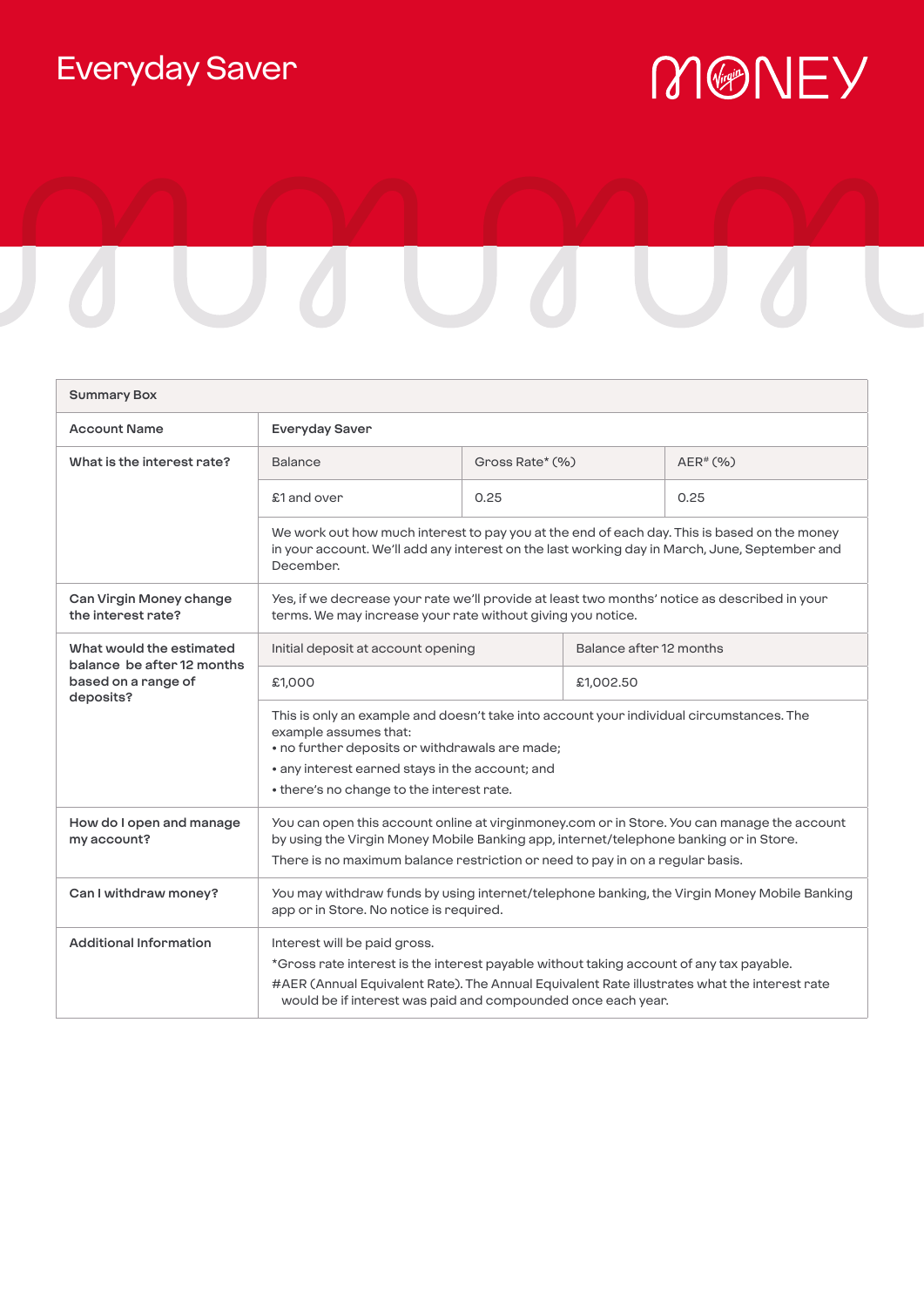# Everyday Saver

MONEY

| Summary Box | | | |
|---|---|---|---|
| Account Name | Everyday Saver | | |
| What is the interest rate? | Balance | Gross Rate* (%) | AER# (%) |
| | £1 and over | 0.25 | 0.25 |
| | We work out how much interest to pay you at the end of each day. This is based on the money in your account. We'll add any interest on the last working day in March, June, September and December. | | |
| Can Virgin Money change the interest rate? | Yes, if we decrease your rate we'll provide at least two months' notice as described in your terms. We may increase your rate without giving you notice. | | |
| What would the estimated balance be after 12 months based on a range of deposits? | Initial deposit at account opening | Balance after 12 months | |
| | £1,000 | £1,002.50 | |
| | This is only an example and doesn't take into account your individual circumstances. The example assumes that:<br>• no further deposits or withdrawals are made;<br>• any interest earned stays in the account; and<br>• there's no change to the interest rate. | | |
| How do I open and manage my account? | You can open this account online at virginmoney.com or in Store. You can manage the account by using the Virgin Money Mobile Banking app, internet/telephone banking or in Store.<br>There is no maximum balance restriction or need to pay in on a regular basis. | | |
| Can I withdraw money? | You may withdraw funds by using internet/telephone banking, the Virgin Money Mobile Banking app or in Store. No notice is required. | | |
| Additional Information | Interest will be paid gross.<br>*Gross rate interest is the interest payable without taking account of any tax payable.<br>#AER (Annual Equivalent Rate). The Annual Equivalent Rate illustrates what the interest rate would be if interest was paid and compounded once each year. | | |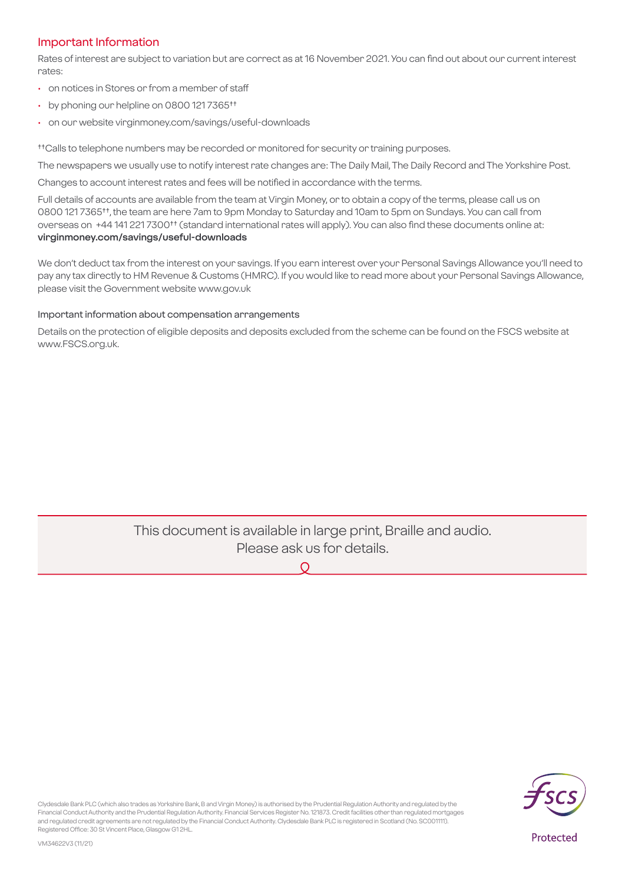## Important Information

Rates of interest are subject to variation but are correct as at 16 November 2021. You can find out about our current interest rates:

- on notices in Stores or from a member of staff
- by phoning our helpline on 0800 121 7365††
- on our website virginmoney.com/savings/useful-downloads

††Calls to telephone numbers may be recorded or monitored for security or training purposes.

The newspapers we usually use to notify interest rate changes are: The Daily Mail, The Daily Record and The Yorkshire Post.

Changes to account interest rates and fees will be notified in accordance with the terms.

Full details of accounts are available from the team at Virgin Money, or to obtain a copy of the terms, please call us on 0800 121 7365††, the team are here 7am to 9pm Monday to Saturday and 10am to 5pm on Sundays. You can call from overseas on +44 141 221 7300†† (standard international rates will apply). You can also find these documents online at: **virginmoney.com/savings/useful-downloads**

We don't deduct tax from the interest on your savings. If you earn interest over your Personal Savings Allowance you'll need to pay any tax directly to HM Revenue & Customs (HMRC). If you would like to read more about your Personal Savings Allowance, please visit the Government website www.gov.uk

### Important information about compensation arrangements

Details on the protection of eligible deposits and deposits excluded from the scheme can be found on the FSCS website at www.FSCS.org.uk.

This document is available in large print, Braille and audio.
Please ask us for details.

Clydesdale Bank PLC (which also trades as Yorkshire Bank, B and Virgin Money) is authorised by the Prudential Regulation Authority and regulated by the Financial Conduct Authority and the Prudential Regulation Authority. Financial Services Register No. 121873. Credit facilities other than regulated mortgages and regulated credit agreements are not regulated by the Financial Conduct Authority. Clydesdale Bank PLC is registered in Scotland (No. SC001111). Registered Office: 30 St Vincent Place, Glasgow G1 2HL.

FSCS Protected

VM34622V3 (11/21)